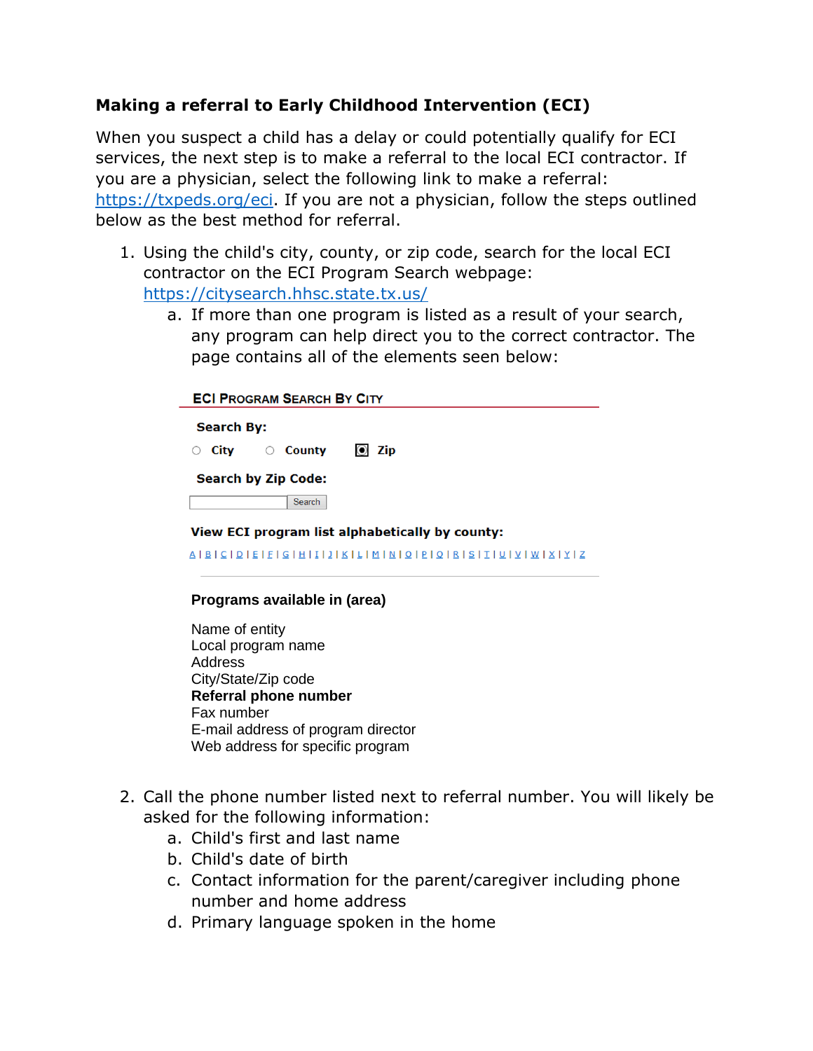## Making a referral to Early Childhood Intervention (ECI)

When you suspect a child has a delay or could potentially qualify for ECI services, the next step is to make a referral to the local ECI contractor. If you are a physician, select the following link to make a referral: https://txpeds.org/eci. If you are not a physician, follow the steps outlined below as the best method for referral.

1. Using the child's city, county, or zip code, search for the local ECI contractor on the ECI Program Search webpage: https://citysearch.hhsc.state.tx.us/
   a. If more than one program is listed as a result of your search, any program can help direct you to the correct contractor. The page contains all of the elements seen below:

   **ECI PROGRAM SEARCH BY CITY**

   **Search By:**

   ○ City ○ County ◉ Zip

   **Search by Zip Code:**

   [ ] Search

   **View ECI program list alphabetically by county:**

   A | B | C | D | E | F | G | H | I | J | K | L | M | N | O | P | Q | R | S | T | U | V | W | X | Y | Z

   **Programs available in (area)**

   Name of entity
   Local program name
   Address
   City/State/Zip code
   **Referral phone number**
   Fax number
   E-mail address of program director
   Web address for specific program

2. Call the phone number listed next to referral number. You will likely be asked for the following information:
   a. Child's first and last name
   b. Child's date of birth
   c. Contact information for the parent/caregiver including phone number and home address
   d. Primary language spoken in the home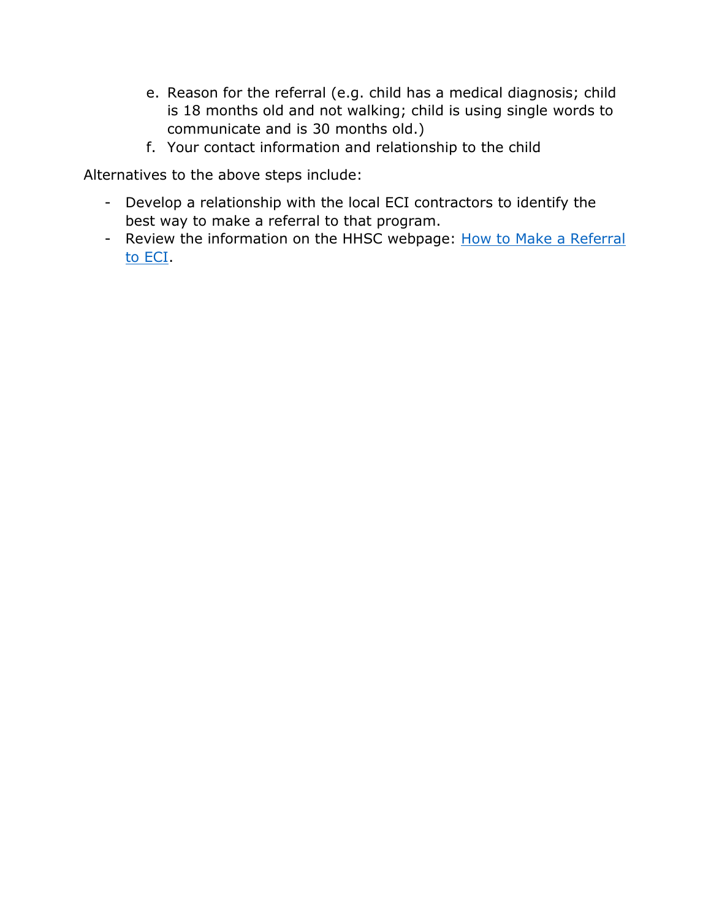e. Reason for the referral (e.g. child has a medical diagnosis; child is 18 months old and not walking; child is using single words to communicate and is 30 months old.)
f. Your contact information and relationship to the child

Alternatives to the above steps include:

- Develop a relationship with the local ECI contractors to identify the best way to make a referral to that program.
- Review the information on the HHSC webpage: How to Make a Referral to ECI.